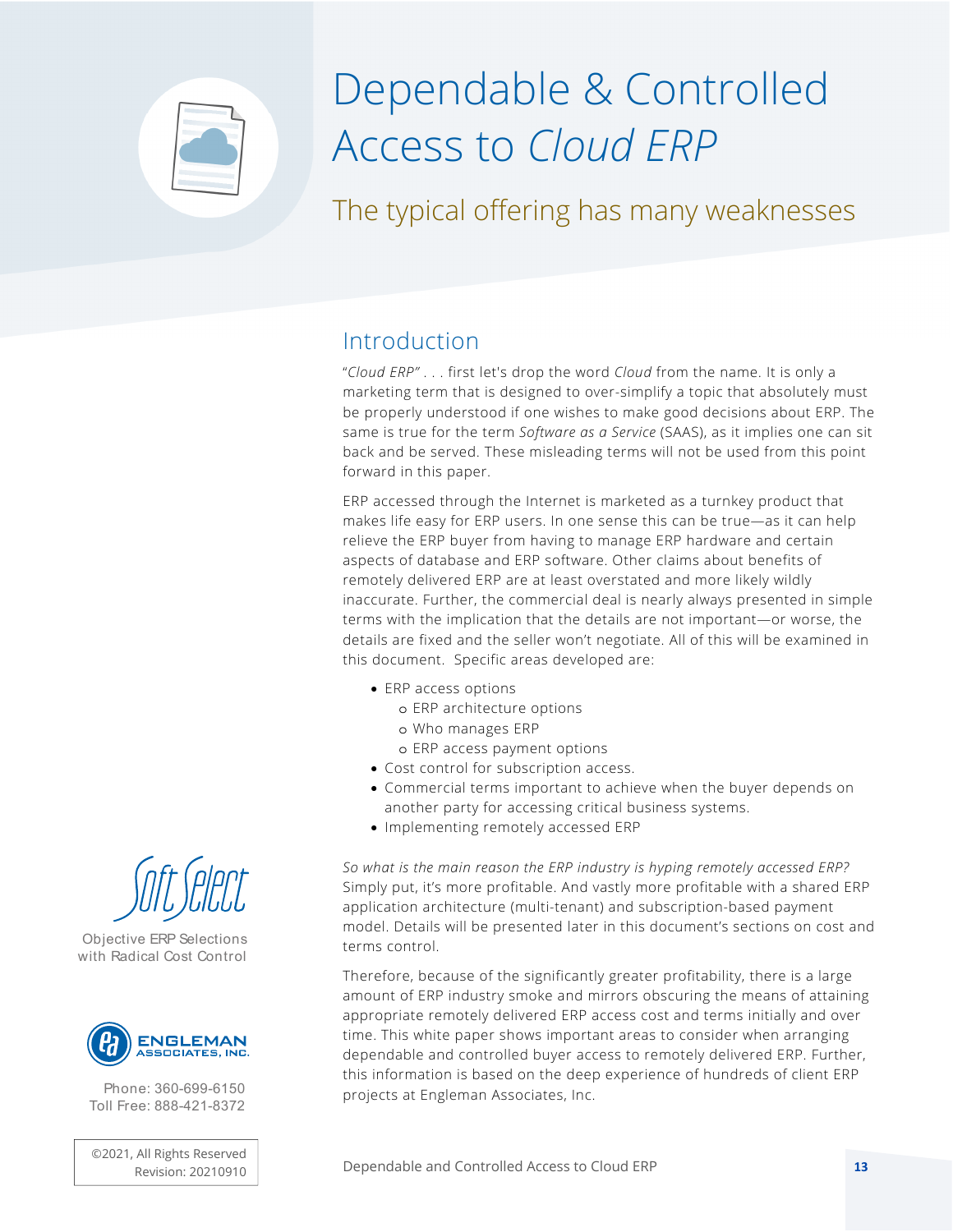# Dependable & Controlled Access to *Cloud ERP*

## The typical offering has many weaknesses

Soft Select

Objective ERP Selections with Radical Cost Control

ENGLEMAN ASSOCIATES, INC.

Phone: 360-699-6150
Toll Free: 888-421-8372

©2021, All Rights Reserved
Revision: 20210910

## Introduction

"*Cloud ERP*" . . . first let's drop the word *Cloud* from the name. It is only a marketing term that is designed to over-simplify a topic that absolutely must be properly understood if one wishes to make good decisions about ERP. The same is true for the term *Software as a Service* (SAAS), as it implies one can sit back and be served. These misleading terms will not be used from this point forward in this paper.

ERP accessed through the Internet is marketed as a turnkey product that makes life easy for ERP users. In one sense this can be true—as it can help relieve the ERP buyer from having to manage ERP hardware and certain aspects of database and ERP software. Other claims about benefits of remotely delivered ERP are at least overstated and more likely wildly inaccurate. Further, the commercial deal is nearly always presented in simple terms with the implication that the details are not important—or worse, the details are fixed and the seller won't negotiate. All of this will be examined in this document. Specific areas developed are:

- ERP access options
    - ERP architecture options
    - Who manages ERP
    - ERP access payment options
- Cost control for subscription access.
- Commercial terms important to achieve when the buyer depends on another party for accessing critical business systems.
- Implementing remotely accessed ERP

*So what is the main reason the ERP industry is hyping remotely accessed ERP?* Simply put, it's more profitable. And vastly more profitable with a shared ERP application architecture (multi-tenant) and subscription-based payment model. Details will be presented later in this document's sections on cost and terms control.

Therefore, because of the significantly greater profitability, there is a large amount of ERP industry smoke and mirrors obscuring the means of attaining appropriate remotely delivered ERP access cost and terms initially and over time. This white paper shows important areas to consider when arranging dependable and controlled buyer access to remotely delivered ERP. Further, this information is based on the deep experience of hundreds of client ERP projects at Engleman Associates, Inc.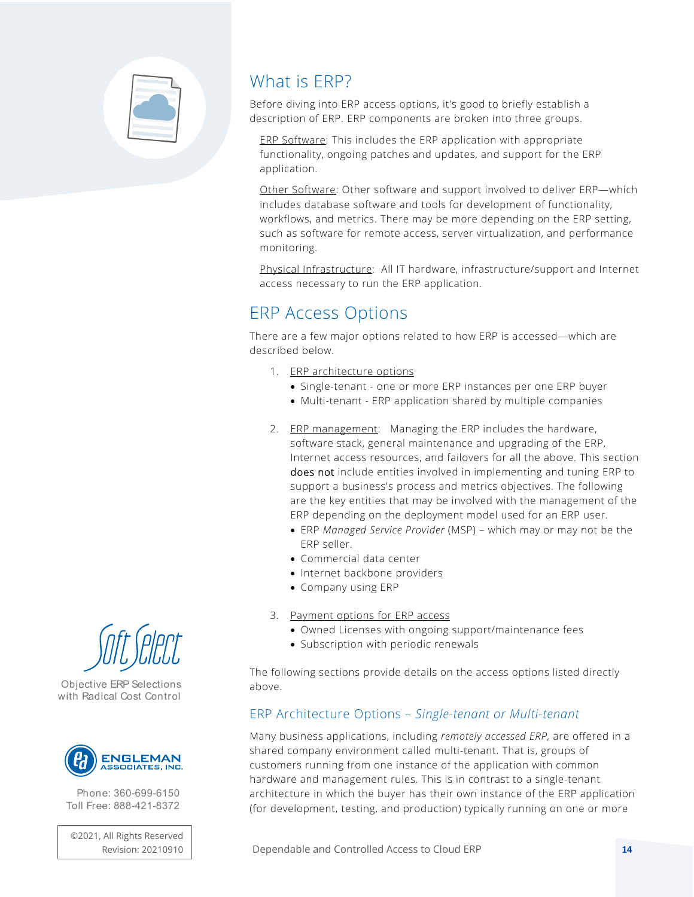## What is ERP?

Before diving into ERP access options, it's good to briefly establish a description of ERP. ERP components are broken into three groups.

ERP Software: This includes the ERP application with appropriate functionality, ongoing patches and updates, and support for the ERP application.

Other Software: Other software and support involved to deliver ERP—which includes database software and tools for development of functionality, workflows, and metrics. There may be more depending on the ERP setting, such as software for remote access, server virtualization, and performance monitoring.

Physical Infrastructure: All IT hardware, infrastructure/support and Internet access necessary to run the ERP application.

## ERP Access Options

There are a few major options related to how ERP is accessed—which are described below.

1. ERP architecture options
   - Single-tenant - one or more ERP instances per one ERP buyer
   - Multi-tenant - ERP application shared by multiple companies

2. ERP management: Managing the ERP includes the hardware, software stack, general maintenance and upgrading of the ERP, Internet access resources, and failovers for all the above. This section does not include entities involved in implementing and tuning ERP to support a business's process and metrics objectives. The following are the key entities that may be involved with the management of the ERP depending on the deployment model used for an ERP user.
   - ERP *Managed Service Provider* (MSP) – which may or may not be the ERP seller.
   - Commercial data center
   - Internet backbone providers
   - Company using ERP

3. Payment options for ERP access
   - Owned Licenses with ongoing support/maintenance fees
   - Subscription with periodic renewals

The following sections provide details on the access options listed directly above.

### ERP Architecture Options – *Single-tenant or Multi-tenant*

Many business applications, including *remotely accessed ERP,* are offered in a shared company environment called multi-tenant. That is, groups of customers running from one instance of the application with common hardware and management rules. This is in contrast to a single-tenant architecture in which the buyer has their own instance of the ERP application (for development, testing, and production) typically running on one or more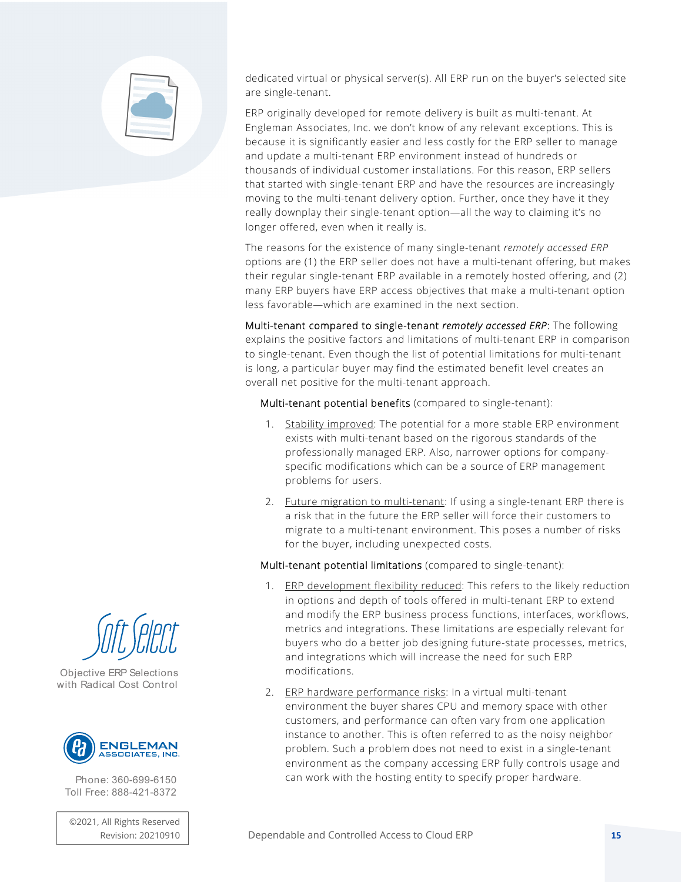dedicated virtual or physical server(s). All ERP run on the buyer's selected site are single-tenant.

ERP originally developed for remote delivery is built as multi-tenant. At Engleman Associates, Inc. we don't know of any relevant exceptions. This is because it is significantly easier and less costly for the ERP seller to manage and update a multi-tenant ERP environment instead of hundreds or thousands of individual customer installations. For this reason, ERP sellers that started with single-tenant ERP and have the resources are increasingly moving to the multi-tenant delivery option. Further, once they have it they really downplay their single-tenant option—all the way to claiming it's no longer offered, even when it really is.

The reasons for the existence of many single-tenant *remotely accessed ERP* options are (1) the ERP seller does not have a multi-tenant offering, but makes their regular single-tenant ERP available in a remotely hosted offering, and (2) many ERP buyers have ERP access objectives that make a multi-tenant option less favorable—which are examined in the next section.

Multi-tenant compared to single-tenant *remotely accessed ERP*: The following explains the positive factors and limitations of multi-tenant ERP in comparison to single-tenant. Even though the list of potential limitations for multi-tenant is long, a particular buyer may find the estimated benefit level creates an overall net positive for the multi-tenant approach.

Multi-tenant potential benefits (compared to single-tenant):

1. Stability improved: The potential for a more stable ERP environment exists with multi-tenant based on the rigorous standards of the professionally managed ERP. Also, narrower options for company-specific modifications which can be a source of ERP management problems for users.
2. Future migration to multi-tenant: If using a single-tenant ERP there is a risk that in the future the ERP seller will force their customers to migrate to a multi-tenant environment. This poses a number of risks for the buyer, including unexpected costs.

Multi-tenant potential limitations (compared to single-tenant):

1. ERP development flexibility reduced: This refers to the likely reduction in options and depth of tools offered in multi-tenant ERP to extend and modify the ERP business process functions, interfaces, workflows, metrics and integrations. These limitations are especially relevant for buyers who do a better job designing future-state processes, metrics, and integrations which will increase the need for such ERP modifications.
2. ERP hardware performance risks: In a virtual multi-tenant environment the buyer shares CPU and memory space with other customers, and performance can often vary from one application instance to another. This is often referred to as the noisy neighbor problem. Such a problem does not need to exist in a single-tenant environment as the company accessing ERP fully controls usage and can work with the hosting entity to specify proper hardware.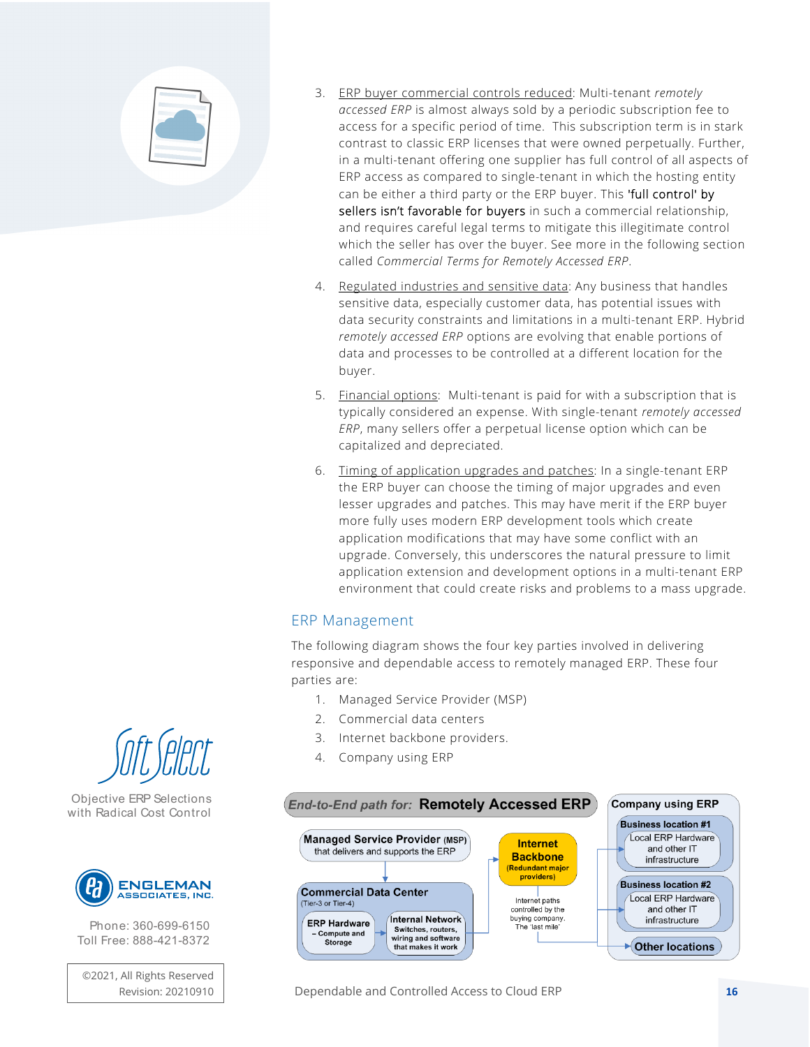3. ERP buyer commercial controls reduced: Multi-tenant *remotely accessed ERP* is almost always sold by a periodic subscription fee to access for a specific period of time. This subscription term is in stark contrast to classic ERP licenses that were owned perpetually. Further, in a multi-tenant offering one supplier has full control of all aspects of ERP access as compared to single-tenant in which the hosting entity can be either a third party or the ERP buyer. This 'full control' by sellers isn't favorable for buyers in such a commercial relationship, and requires careful legal terms to mitigate this illegitimate control which the seller has over the buyer. See more in the following section called *Commercial Terms for Remotely Accessed ERP*.

4. Regulated industries and sensitive data: Any business that handles sensitive data, especially customer data, has potential issues with data security constraints and limitations in a multi-tenant ERP. Hybrid *remotely accessed ERP* options are evolving that enable portions of data and processes to be controlled at a different location for the buyer.

5. Financial options: Multi-tenant is paid for with a subscription that is typically considered an expense. With single-tenant *remotely accessed ERP*, many sellers offer a perpetual license option which can be capitalized and depreciated.

6. Timing of application upgrades and patches: In a single-tenant ERP the ERP buyer can choose the timing of major upgrades and even lesser upgrades and patches. This may have merit if the ERP buyer more fully uses modern ERP development tools which create application modifications that may have some conflict with an upgrade. Conversely, this underscores the natural pressure to limit application extension and development options in a multi-tenant ERP environment that could create risks and problems to a mass upgrade.

## ERP Management

The following diagram shows the four key parties involved in delivering responsive and dependable access to remotely managed ERP. These four parties are:

1. Managed Service Provider (MSP)
2. Commercial data centers
3. Internet backbone providers.
4. Company using ERP

*End-to-End path for:* **Remotely Accessed ERP**

**Managed Service Provider (MSP)** that delivers and supports the ERP

**Commercial Data Center** (Tier-3 or Tier-4)
- **ERP Hardware** – Compute and Storage
- **Internal Network** Switches, routers, wiring and software that makes it work

**Internet Backbone** (Redundant major providers)

Internet paths controlled by the buying company. The 'last mile'

**Company using ERP**
- **Business location #1** – Local ERP Hardware and other IT infrastructure
- **Business location #2** – Local ERP Hardware and other IT infrastructure
- **Other locations**

Soft Select — Objective ERP Selections with Radical Cost Control

ENGLEMAN ASSOCIATES, INC.

Phone: 360-699-6150
Toll Free: 888-421-8372

©2021, All Rights Reserved
Revision: 20210910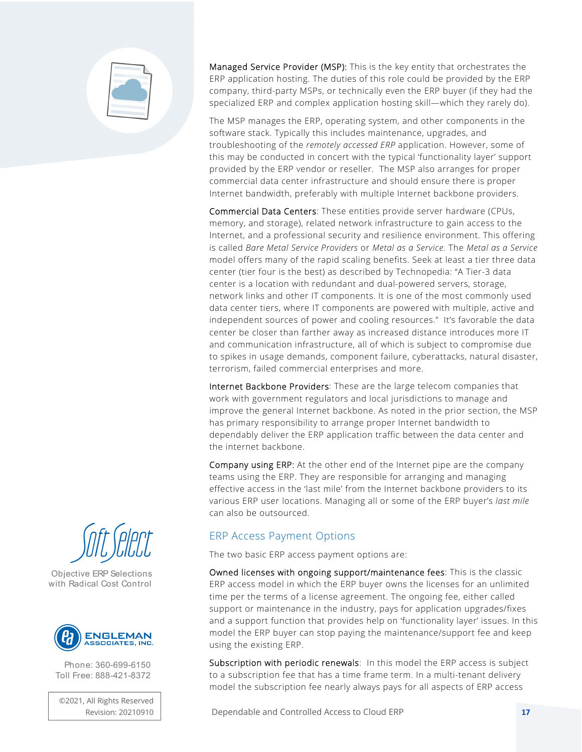Managed Service Provider (MSP): This is the key entity that orchestrates the ERP application hosting. The duties of this role could be provided by the ERP company, third-party MSPs, or technically even the ERP buyer (if they had the specialized ERP and complex application hosting skill—which they rarely do).

The MSP manages the ERP, operating system, and other components in the software stack. Typically this includes maintenance, upgrades, and troubleshooting of the *remotely accessed ERP* application. However, some of this may be conducted in concert with the typical 'functionality layer' support provided by the ERP vendor or reseller. The MSP also arranges for proper commercial data center infrastructure and should ensure there is proper Internet bandwidth, preferably with multiple Internet backbone providers.

Commercial Data Centers: These entities provide server hardware (CPUs, memory, and storage), related network infrastructure to gain access to the Internet, and a professional security and resilience environment. This offering is called *Bare Metal Service Providers* or *Metal as a Service*. The *Metal as a Service* model offers many of the rapid scaling benefits. Seek at least a tier three data center (tier four is the best) as described by Technopedia: "A Tier-3 data center is a location with redundant and dual-powered servers, storage, network links and other IT components. It is one of the most commonly used data center tiers, where IT components are powered with multiple, active and independent sources of power and cooling resources." It's favorable the data center be closer than farther away as increased distance introduces more IT and communication infrastructure, all of which is subject to compromise due to spikes in usage demands, component failure, cyberattacks, natural disaster, terrorism, failed commercial enterprises and more.

Internet Backbone Providers: These are the large telecom companies that work with government regulators and local jurisdictions to manage and improve the general Internet backbone. As noted in the prior section, the MSP has primary responsibility to arrange proper Internet bandwidth to dependably deliver the ERP application traffic between the data center and the internet backbone.

Company using ERP: At the other end of the Internet pipe are the company teams using the ERP. They are responsible for arranging and managing effective access in the 'last mile' from the Internet backbone providers to its various ERP user locations. Managing all or some of the ERP buyer's *last mile* can also be outsourced.

## ERP Access Payment Options

The two basic ERP access payment options are:

Owned licenses with ongoing support/maintenance fees: This is the classic ERP access model in which the ERP buyer owns the licenses for an unlimited time per the terms of a license agreement. The ongoing fee, either called support or maintenance in the industry, pays for application upgrades/fixes and a support function that provides help on 'functionality layer' issues. In this model the ERP buyer can stop paying the maintenance/support fee and keep using the existing ERP.

Subscription with periodic renewals: In this model the ERP access is subject to a subscription fee that has a time frame term. In a multi-tenant delivery model the subscription fee nearly always pays for all aspects of ERP access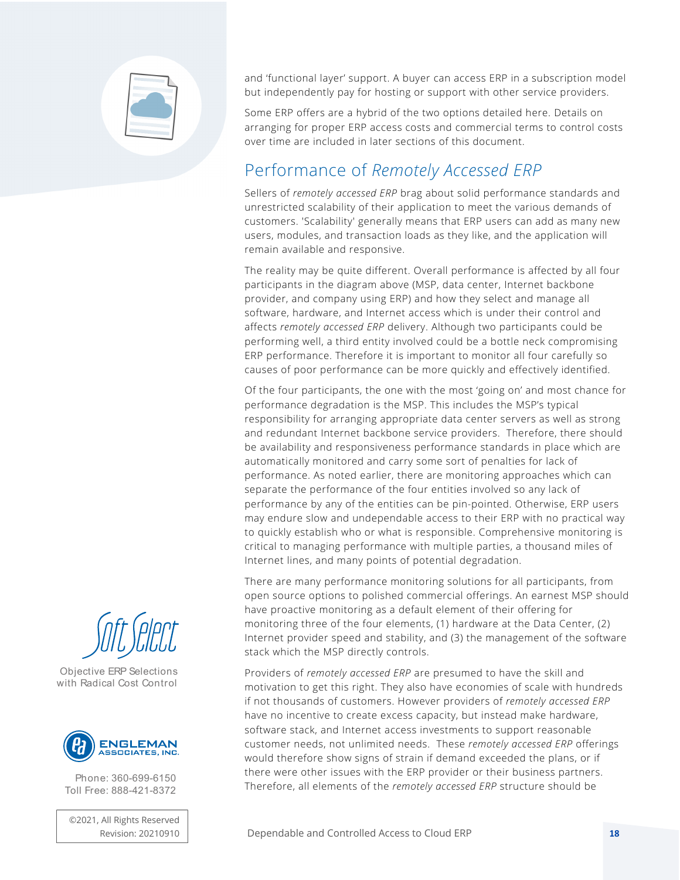and 'functional layer' support. A buyer can access ERP in a subscription model but independently pay for hosting or support with other service providers.

Some ERP offers are a hybrid of the two options detailed here. Details on arranging for proper ERP access costs and commercial terms to control costs over time are included in later sections of this document.

## Performance of *Remotely Accessed ERP*

Sellers of *remotely accessed ERP* brag about solid performance standards and unrestricted scalability of their application to meet the various demands of customers. 'Scalability' generally means that ERP users can add as many new users, modules, and transaction loads as they like, and the application will remain available and responsive.

The reality may be quite different. Overall performance is affected by all four participants in the diagram above (MSP, data center, Internet backbone provider, and company using ERP) and how they select and manage all software, hardware, and Internet access which is under their control and affects *remotely accessed ERP* delivery. Although two participants could be performing well, a third entity involved could be a bottle neck compromising ERP performance. Therefore it is important to monitor all four carefully so causes of poor performance can be more quickly and effectively identified.

Of the four participants, the one with the most 'going on' and most chance for performance degradation is the MSP. This includes the MSP's typical responsibility for arranging appropriate data center servers as well as strong and redundant Internet backbone service providers. Therefore, there should be availability and responsiveness performance standards in place which are automatically monitored and carry some sort of penalties for lack of performance. As noted earlier, there are monitoring approaches which can separate the performance of the four entities involved so any lack of performance by any of the entities can be pin-pointed. Otherwise, ERP users may endure slow and undependable access to their ERP with no practical way to quickly establish who or what is responsible. Comprehensive monitoring is critical to managing performance with multiple parties, a thousand miles of Internet lines, and many points of potential degradation.

There are many performance monitoring solutions for all participants, from open source options to polished commercial offerings. An earnest MSP should have proactive monitoring as a default element of their offering for monitoring three of the four elements, (1) hardware at the Data Center, (2) Internet provider speed and stability, and (3) the management of the software stack which the MSP directly controls.

Providers of *remotely accessed ERP* are presumed to have the skill and motivation to get this right. They also have economies of scale with hundreds if not thousands of customers. However providers of *remotely accessed ERP* have no incentive to create excess capacity, but instead make hardware, software stack, and Internet access investments to support reasonable customer needs, not unlimited needs. These *remotely accessed ERP* offerings would therefore show signs of strain if demand exceeded the plans, or if there were other issues with the ERP provider or their business partners. Therefore, all elements of the *remotely accessed ERP* structure should be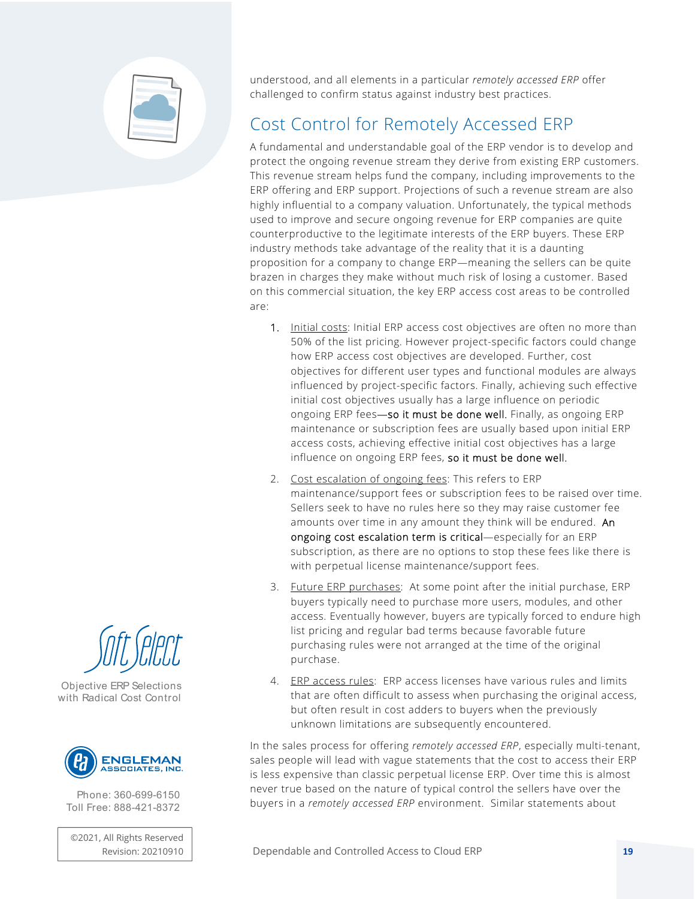understood, and all elements in a particular *remotely accessed ERP* offer challenged to confirm status against industry best practices.

## Cost Control for Remotely Accessed ERP

A fundamental and understandable goal of the ERP vendor is to develop and protect the ongoing revenue stream they derive from existing ERP customers. This revenue stream helps fund the company, including improvements to the ERP offering and ERP support. Projections of such a revenue stream are also highly influential to a company valuation. Unfortunately, the typical methods used to improve and secure ongoing revenue for ERP companies are quite counterproductive to the legitimate interests of the ERP buyers. These ERP industry methods take advantage of the reality that it is a daunting proposition for a company to change ERP—meaning the sellers can be quite brazen in charges they make without much risk of losing a customer. Based on this commercial situation, the key ERP access cost areas to be controlled are:

1. Initial costs: Initial ERP access cost objectives are often no more than 50% of the list pricing. However project-specific factors could change how ERP access cost objectives are developed. Further, cost objectives for different user types and functional modules are always influenced by project-specific factors. Finally, achieving such effective initial cost objectives usually has a large influence on periodic ongoing ERP fees—so it must be done well. Finally, as ongoing ERP maintenance or subscription fees are usually based upon initial ERP access costs, achieving effective initial cost objectives has a large influence on ongoing ERP fees, so it must be done well.
2. Cost escalation of ongoing fees: This refers to ERP maintenance/support fees or subscription fees to be raised over time. Sellers seek to have no rules here so they may raise customer fee amounts over time in any amount they think will be endured. An ongoing cost escalation term is critical—especially for an ERP subscription, as there are no options to stop these fees like there is with perpetual license maintenance/support fees.
3. Future ERP purchases: At some point after the initial purchase, ERP buyers typically need to purchase more users, modules, and other access. Eventually however, buyers are typically forced to endure high list pricing and regular bad terms because favorable future purchasing rules were not arranged at the time of the original purchase.
4. ERP access rules: ERP access licenses have various rules and limits that are often difficult to assess when purchasing the original access, but often result in cost adders to buyers when the previously unknown limitations are subsequently encountered.

In the sales process for offering *remotely accessed ERP*, especially multi-tenant, sales people will lead with vague statements that the cost to access their ERP is less expensive than classic perpetual license ERP. Over time this is almost never true based on the nature of typical control the sellers have over the buyers in a *remotely accessed ERP* environment. Similar statements about

Soft Select
Objective ERP Selections with Radical Cost Control

ENGLEMAN ASSOCIATES, INC.
Phone: 360-699-6150
Toll Free: 888-421-8372

©2021, All Rights Reserved
Revision: 20210910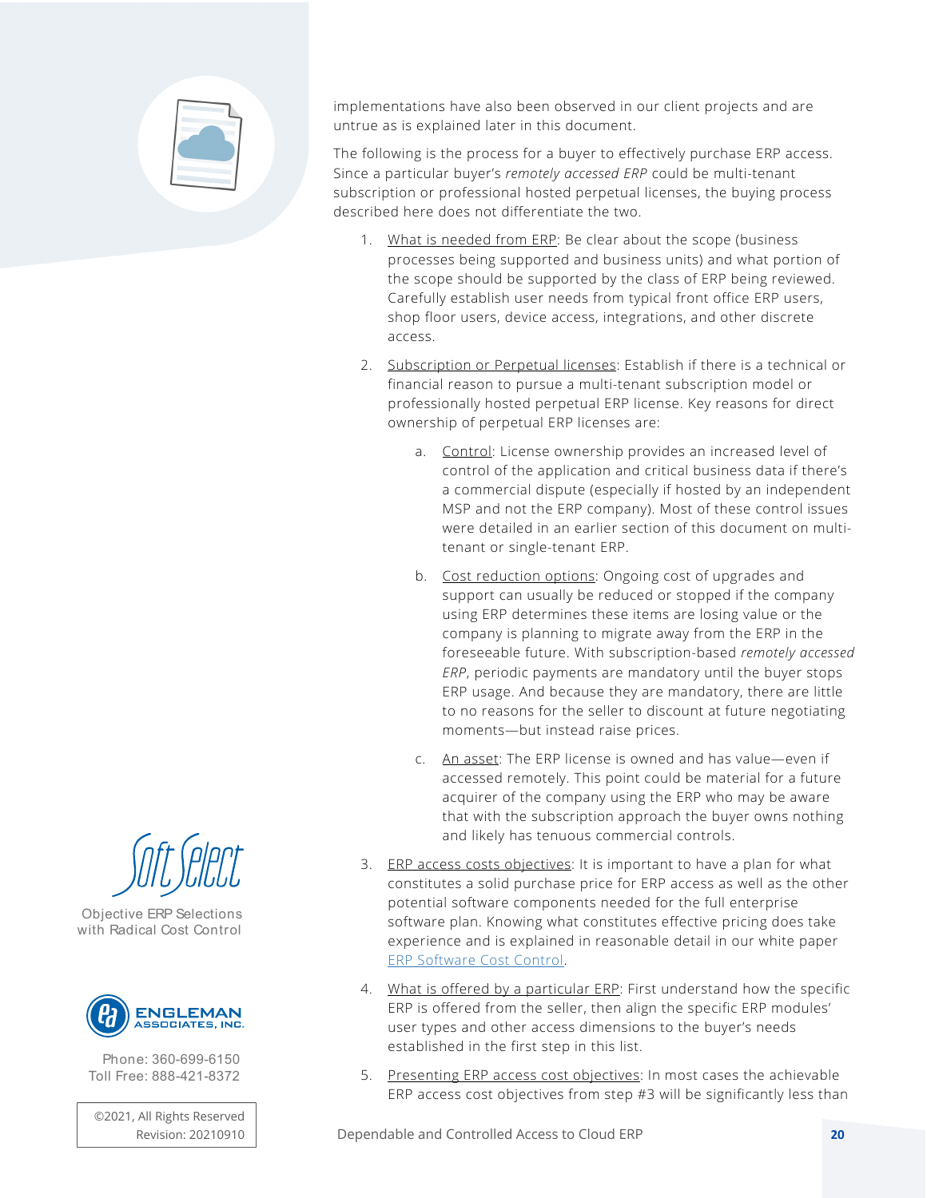implementations have also been observed in our client projects and are untrue as is explained later in this document.

The following is the process for a buyer to effectively purchase ERP access. Since a particular buyer's *remotely accessed ERP* could be multi-tenant subscription or professional hosted perpetual licenses, the buying process described here does not differentiate the two.

1. What is needed from ERP: Be clear about the scope (business processes being supported and business units) and what portion of the scope should be supported by the class of ERP being reviewed. Carefully establish user needs from typical front office ERP users, shop floor users, device access, integrations, and other discrete access.

2. Subscription or Perpetual licenses: Establish if there is a technical or financial reason to pursue a multi-tenant subscription model or professionally hosted perpetual ERP license. Key reasons for direct ownership of perpetual ERP licenses are:

    a. Control: License ownership provides an increased level of control of the application and critical business data if there's a commercial dispute (especially if hosted by an independent MSP and not the ERP company). Most of these control issues were detailed in an earlier section of this document on multi-tenant or single-tenant ERP.

    b. Cost reduction options: Ongoing cost of upgrades and support can usually be reduced or stopped if the company using ERP determines these items are losing value or the company is planning to migrate away from the ERP in the foreseeable future. With subscription-based *remotely accessed ERP*, periodic payments are mandatory until the buyer stops ERP usage. And because they are mandatory, there are little to no reasons for the seller to discount at future negotiating moments—but instead raise prices.

    c. An asset: The ERP license is owned and has value—even if accessed remotely. This point could be material for a future acquirer of the company using the ERP who may be aware that with the subscription approach the buyer owns nothing and likely has tenuous commercial controls.

3. ERP access costs objectives: It is important to have a plan for what constitutes a solid purchase price for ERP access as well as the other potential software components needed for the full enterprise software plan. Knowing what constitutes effective pricing does take experience and is explained in reasonable detail in our white paper ERP Software Cost Control.

4. What is offered by a particular ERP: First understand how the specific ERP is offered from the seller, then align the specific ERP modules' user types and other access dimensions to the buyer's needs established in the first step in this list.

5. Presenting ERP access cost objectives: In most cases the achievable ERP access cost objectives from step #3 will be significantly less than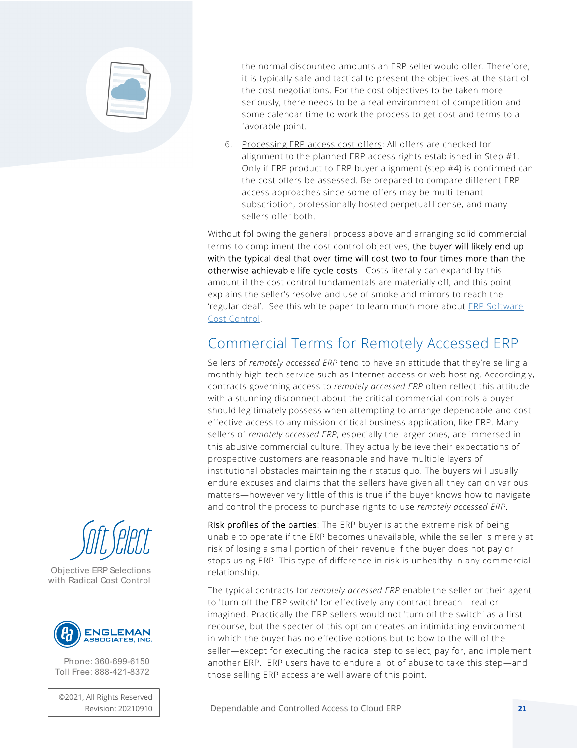the normal discounted amounts an ERP seller would offer. Therefore, it is typically safe and tactical to present the objectives at the start of the cost negotiations. For the cost objectives to be taken more seriously, there needs to be a real environment of competition and some calendar time to work the process to get cost and terms to a favorable point.

6. Processing ERP access cost offers: All offers are checked for alignment to the planned ERP access rights established in Step #1. Only if ERP product to ERP buyer alignment (step #4) is confirmed can the cost offers be assessed. Be prepared to compare different ERP access approaches since some offers may be multi-tenant subscription, professionally hosted perpetual license, and many sellers offer both.

Without following the general process above and arranging solid commercial terms to compliment the cost control objectives, the buyer will likely end up with the typical deal that over time will cost two to four times more than the otherwise achievable life cycle costs. Costs literally can expand by this amount if the cost control fundamentals are materially off, and this point explains the seller's resolve and use of smoke and mirrors to reach the 'regular deal'. See this white paper to learn much more about ERP Software Cost Control.

## Commercial Terms for Remotely Accessed ERP

Sellers of *remotely accessed ERP* tend to have an attitude that they're selling a monthly high-tech service such as Internet access or web hosting. Accordingly, contracts governing access to *remotely accessed ERP* often reflect this attitude with a stunning disconnect about the critical commercial controls a buyer should legitimately possess when attempting to arrange dependable and cost effective access to any mission-critical business application, like ERP. Many sellers of *remotely accessed ERP*, especially the larger ones, are immersed in this abusive commercial culture. They actually believe their expectations of prospective customers are reasonable and have multiple layers of institutional obstacles maintaining their status quo. The buyers will usually endure excuses and claims that the sellers have given all they can on various matters—however very little of this is true if the buyer knows how to navigate and control the process to purchase rights to use *remotely accessed ERP*.

Risk profiles of the parties: The ERP buyer is at the extreme risk of being unable to operate if the ERP becomes unavailable, while the seller is merely at risk of losing a small portion of their revenue if the buyer does not pay or stops using ERP. This type of difference in risk is unhealthy in any commercial relationship.

The typical contracts for *remotely accessed ERP* enable the seller or their agent to 'turn off the ERP switch' for effectively any contract breach—real or imagined. Practically the ERP sellers would not 'turn off the switch' as a first recourse, but the specter of this option creates an intimidating environment in which the buyer has no effective options but to bow to the will of the seller—except for executing the radical step to select, pay for, and implement another ERP. ERP users have to endure a lot of abuse to take this step—and those selling ERP access are well aware of this point.

Soft Select
Objective ERP Selections with Radical Cost Control

ENGLEMAN ASSOCIATES, INC.

Phone: 360-699-6150
Toll Free: 888-421-8372

©2021, All Rights Reserved
Revision: 20210910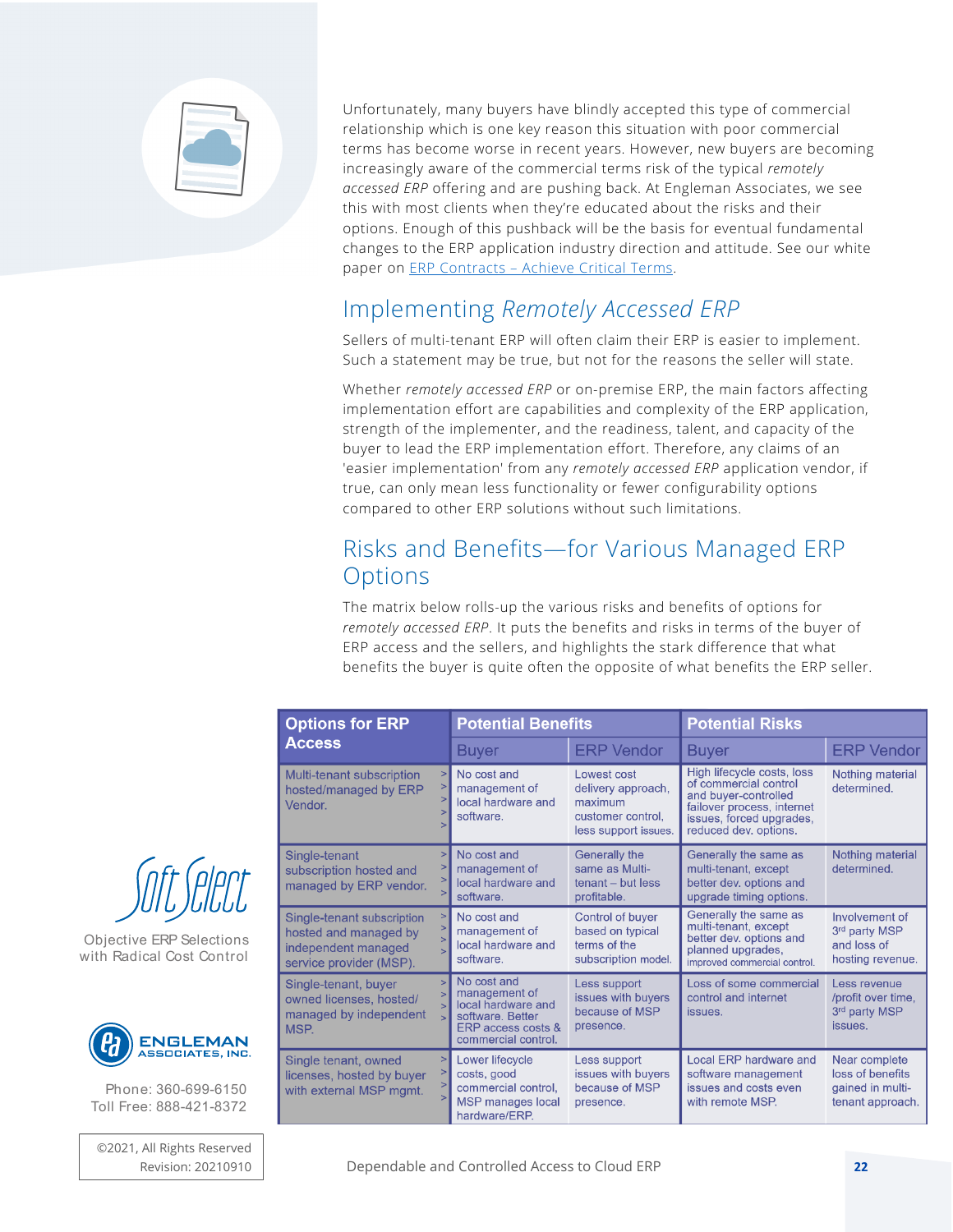Unfortunately, many buyers have blindly accepted this type of commercial relationship which is one key reason this situation with poor commercial terms has become worse in recent years. However, new buyers are becoming increasingly aware of the commercial terms risk of the typical *remotely accessed ERP* offering and are pushing back. At Engleman Associates, we see this with most clients when they're educated about the risks and their options. Enough of this pushback will be the basis for eventual fundamental changes to the ERP application industry direction and attitude. See our white paper on ERP Contracts – Achieve Critical Terms.

## Implementing *Remotely Accessed ERP*

Sellers of multi-tenant ERP will often claim their ERP is easier to implement. Such a statement may be true, but not for the reasons the seller will state.

Whether *remotely accessed ERP* or on-premise ERP, the main factors affecting implementation effort are capabilities and complexity of the ERP application, strength of the implementer, and the readiness, talent, and capacity of the buyer to lead the ERP implementation effort. Therefore, any claims of an 'easier implementation' from any *remotely accessed ERP* application vendor, if true, can only mean less functionality or fewer configurability options compared to other ERP solutions without such limitations.

## Risks and Benefits—for Various Managed ERP Options

The matrix below rolls-up the various risks and benefits of options for *remotely accessed ERP*. It puts the benefits and risks in terms of the buyer of ERP access and the sellers, and highlights the stark difference that what benefits the buyer is quite often the opposite of what benefits the ERP seller.

| Options for ERP Access | Potential Benefits | | Potential Risks | |
|---|---|---|---|---|
| | Buyer | ERP Vendor | Buyer | ERP Vendor |
| Multi-tenant subscription hosted/managed by ERP Vendor. | No cost and management of local hardware and software. | Lowest cost delivery approach, maximum customer control, less support issues. | High lifecycle costs, loss of commercial control and buyer-controlled failover process, internet issues, forced upgrades, reduced dev. options. | Nothing material determined. |
| Single-tenant subscription hosted and managed by ERP vendor. | No cost and management of local hardware and software. | Generally the same as Multi-tenant – but less profitable. | Generally the same as multi-tenant, except better dev. options and upgrade timing options. | Nothing material determined. |
| Single-tenant subscription hosted and managed by independent managed service provider (MSP). | No cost and management of local hardware and software. | Control of buyer based on typical terms of the subscription model. | Generally the same as multi-tenant, except better dev. options and planned upgrades, improved commercial control. | Involvement of 3rd party MSP and loss of hosting revenue. |
| Single-tenant, buyer owned licenses, hosted/ managed by independent MSP. | No cost and management of local hardware and software. Better ERP access costs & commercial control. | Less support issues with buyers because of MSP presence. | Loss of some commercial control and internet issues. | Less revenue /profit over time, 3rd party MSP issues. |
| Single tenant, owned licenses, hosted by buyer with external MSP mgmt. | Lower lifecycle costs, good commercial control, MSP manages local hardware/ERP. | Less support issues with buyers because of MSP presence. | Local ERP hardware and software management issues and costs even with remote MSP. | Near complete loss of benefits gained in multi-tenant approach. |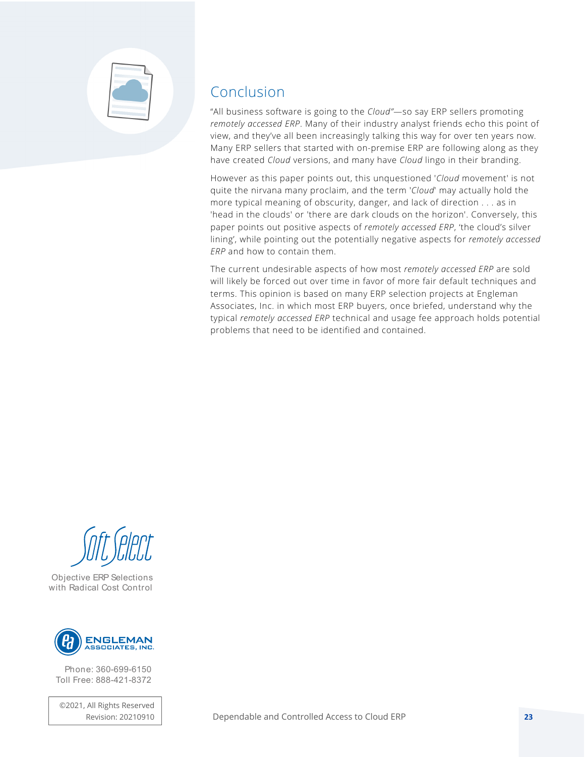## Conclusion

"All business software is going to the *Cloud"*—so say ERP sellers promoting *remotely accessed ERP*. Many of their industry analyst friends echo this point of view, and they've all been increasingly talking this way for over ten years now. Many ERP sellers that started with on-premise ERP are following along as they have created *Cloud* versions, and many have *Cloud* lingo in their branding.

However as this paper points out, this unquestioned '*Cloud* movement' is not quite the nirvana many proclaim, and the term '*Cloud*' may actually hold the more typical meaning of obscurity, danger, and lack of direction . . . as in 'head in the clouds' or 'there are dark clouds on the horizon'. Conversely, this paper points out positive aspects of *remotely accessed ERP*, 'the cloud's silver lining', while pointing out the potentially negative aspects for *remotely accessed ERP* and how to contain them.

The current undesirable aspects of how most *remotely accessed ERP* are sold will likely be forced out over time in favor of more fair default techniques and terms. This opinion is based on many ERP selection projects at Engleman Associates, Inc. in which most ERP buyers, once briefed, understand why the typical *remotely accessed ERP* technical and usage fee approach holds potential problems that need to be identified and contained.

Soft Select

Objective ERP Selections
with Radical Cost Control

ENGLEMAN ASSOCIATES, INC.

Phone: 360-699-6150
Toll Free: 888-421-8372

©2021, All Rights Reserved
Revision: 20210910